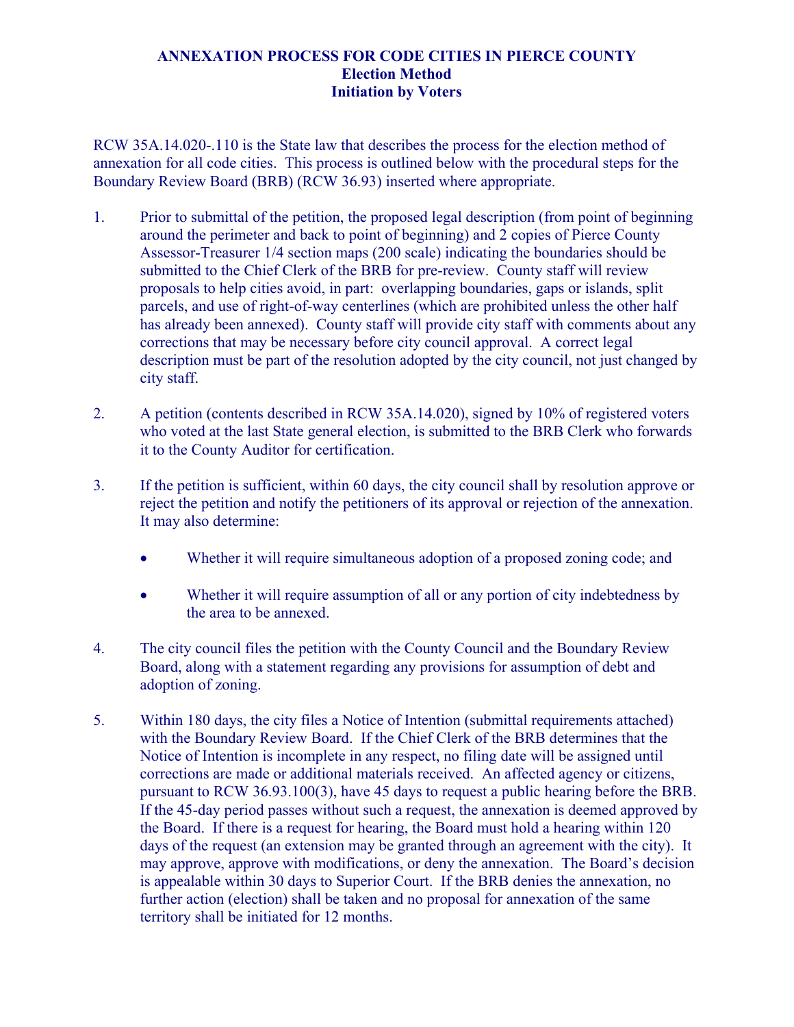# ANNEXATION PROCESS FOR CODE CITIES IN PIERCE COUNTY

## Election Method

## Initiation by Voters

RCW 35A.14.020-.110 is the State law that describes the process for the election method of annexation for all code cities. This process is outlined below with the procedural steps for the Boundary Review Board (BRB) (RCW 36.93) inserted where appropriate.

1. Prior to submittal of the petition, the proposed legal description (from point of beginning around the perimeter and back to point of beginning) and 2 copies of Pierce County Assessor-Treasurer 1/4 section maps (200 scale) indicating the boundaries should be submitted to the Chief Clerk of the BRB for pre-review. County staff will review proposals to help cities avoid, in part: overlapping boundaries, gaps or islands, split parcels, and use of right-of-way centerlines (which are prohibited unless the other half has already been annexed). County staff will provide city staff with comments about any corrections that may be necessary before city council approval. A correct legal description must be part of the resolution adopted by the city council, not just changed by city staff.

2. A petition (contents described in RCW 35A.14.020), signed by 10% of registered voters who voted at the last State general election, is submitted to the BRB Clerk who forwards it to the County Auditor for certification.

3. If the petition is sufficient, within 60 days, the city council shall by resolution approve or reject the petition and notify the petitioners of its approval or rejection of the annexation. It may also determine:

   - Whether it will require simultaneous adoption of a proposed zoning code; and
   - Whether it will require assumption of all or any portion of city indebtedness by the area to be annexed.

4. The city council files the petition with the County Council and the Boundary Review Board, along with a statement regarding any provisions for assumption of debt and adoption of zoning.

5. Within 180 days, the city files a Notice of Intention (submittal requirements attached) with the Boundary Review Board. If the Chief Clerk of the BRB determines that the Notice of Intention is incomplete in any respect, no filing date will be assigned until corrections are made or additional materials received. An affected agency or citizens, pursuant to RCW 36.93.100(3), have 45 days to request a public hearing before the BRB. If the 45-day period passes without such a request, the annexation is deemed approved by the Board. If there is a request for hearing, the Board must hold a hearing within 120 days of the request (an extension may be granted through an agreement with the city). It may approve, approve with modifications, or deny the annexation. The Board's decision is appealable within 30 days to Superior Court. If the BRB denies the annexation, no further action (election) shall be taken and no proposal for annexation of the same territory shall be initiated for 12 months.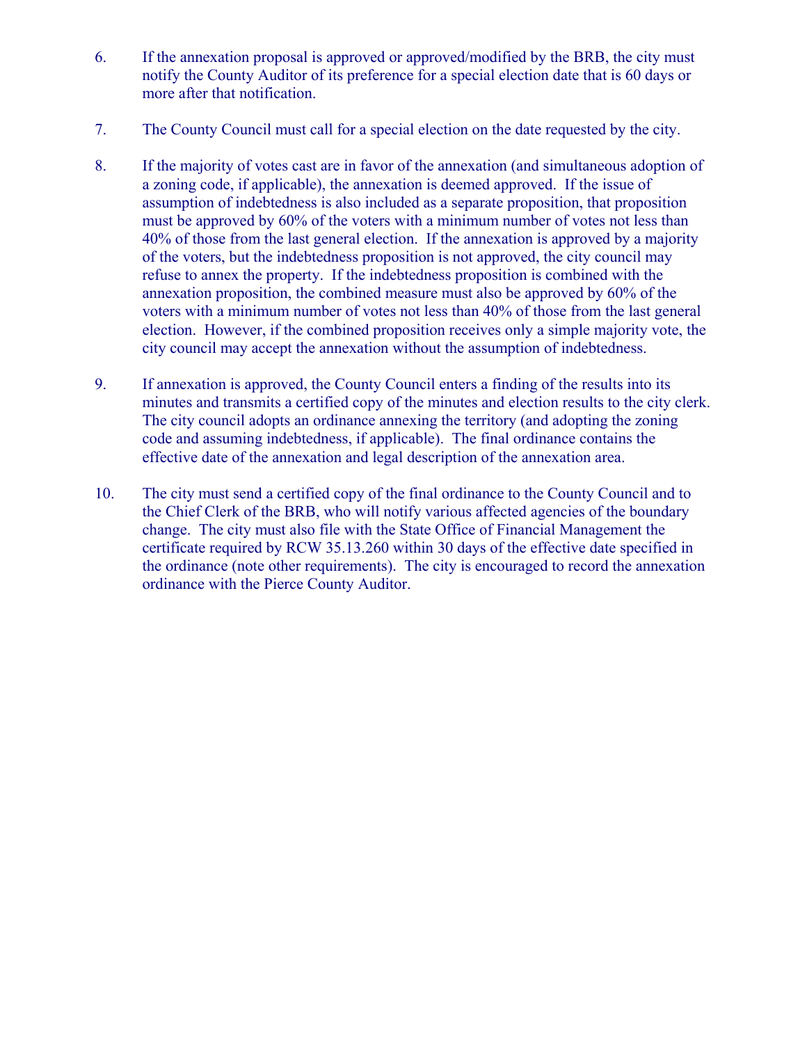6. If the annexation proposal is approved or approved/modified by the BRB, the city must notify the County Auditor of its preference for a special election date that is 60 days or more after that notification.

7. The County Council must call for a special election on the date requested by the city.

8. If the majority of votes cast are in favor of the annexation (and simultaneous adoption of a zoning code, if applicable), the annexation is deemed approved. If the issue of assumption of indebtedness is also included as a separate proposition, that proposition must be approved by 60% of the voters with a minimum number of votes not less than 40% of those from the last general election. If the annexation is approved by a majority of the voters, but the indebtedness proposition is not approved, the city council may refuse to annex the property. If the indebtedness proposition is combined with the annexation proposition, the combined measure must also be approved by 60% of the voters with a minimum number of votes not less than 40% of those from the last general election. However, if the combined proposition receives only a simple majority vote, the city council may accept the annexation without the assumption of indebtedness.

9. If annexation is approved, the County Council enters a finding of the results into its minutes and transmits a certified copy of the minutes and election results to the city clerk. The city council adopts an ordinance annexing the territory (and adopting the zoning code and assuming indebtedness, if applicable). The final ordinance contains the effective date of the annexation and legal description of the annexation area.

10. The city must send a certified copy of the final ordinance to the County Council and to the Chief Clerk of the BRB, who will notify various affected agencies of the boundary change. The city must also file with the State Office of Financial Management the certificate required by RCW 35.13.260 within 30 days of the effective date specified in the ordinance (note other requirements). The city is encouraged to record the annexation ordinance with the Pierce County Auditor.